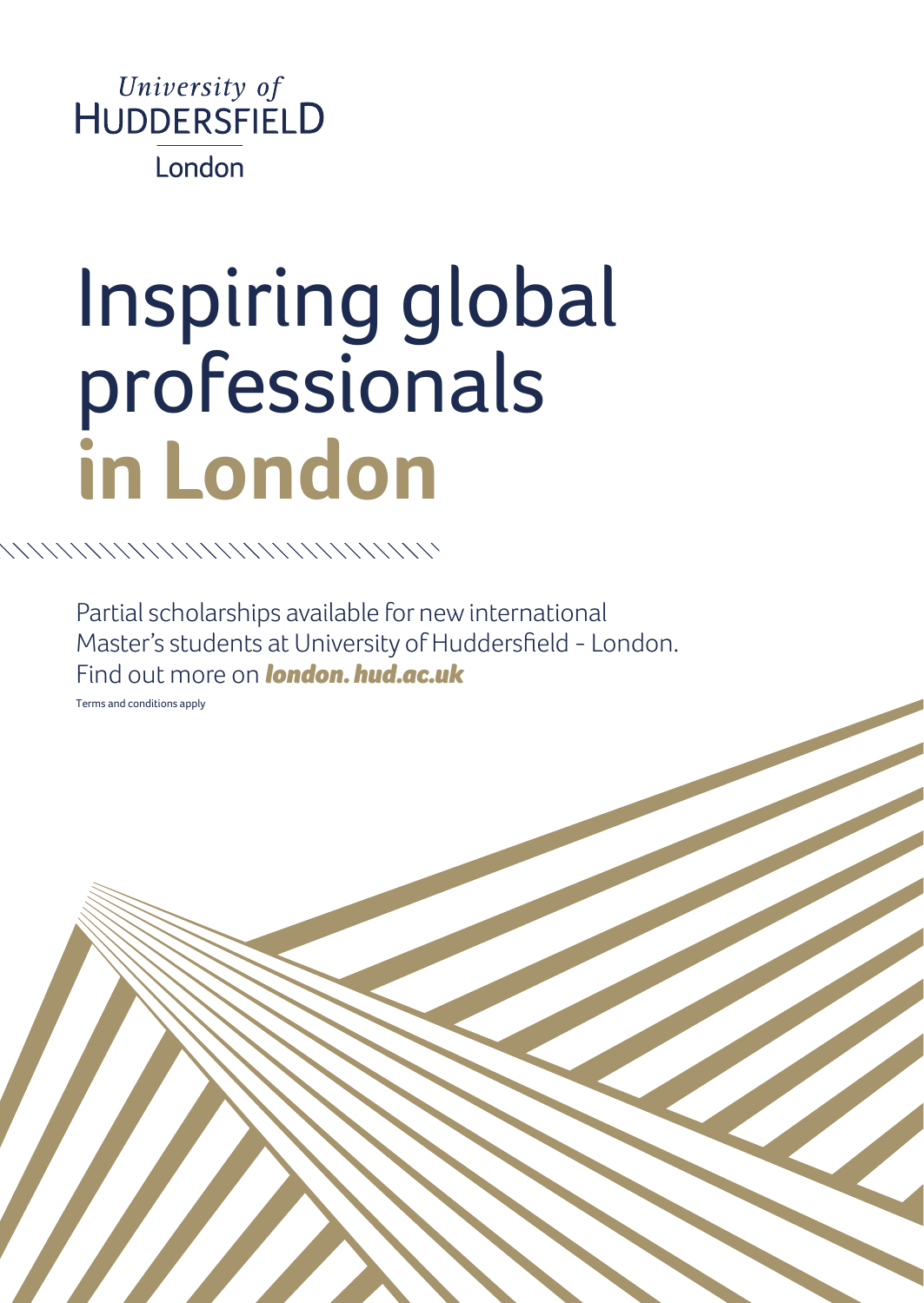University of
HUDDERSFIELD
London

# Inspiring global professionals **in London**

Partial scholarships available for new international Master's students at University of Huddersfield - London.
Find out more on ***london. hud.ac.uk***

Terms and conditions apply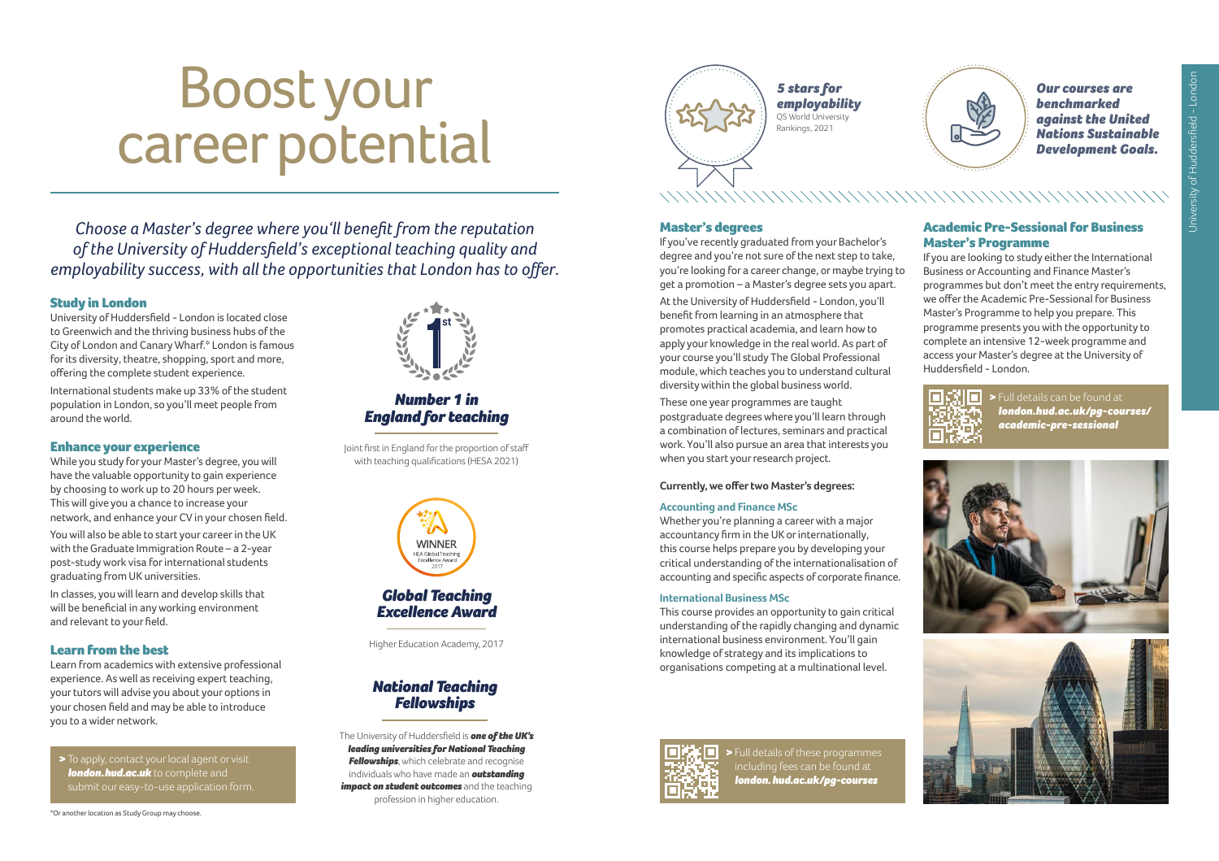# Boost your career potential

*Choose a Master's degree where you'll benefit from the reputation of the University of Huddersfield's exceptional teaching quality and employability success, with all the opportunities that London has to offer.*

## Study in London

University of Huddersfield - London is located close to Greenwich and the thriving business hubs of the City of London and Canary Wharf.* London is famous for its diversity, theatre, shopping, sport and more, offering the complete student experience.

International students make up 33% of the student population in London, so you'll meet people from around the world.

## Enhance your experience

While you study for your Master's degree, you will have the valuable opportunity to gain experience by choosing to work up to 20 hours per week. This will give you a chance to increase your network, and enhance your CV in your chosen field.

You will also be able to start your career in the UK with the Graduate Immigration Route – a 2-year post-study work visa for international students graduating from UK universities.

In classes, you will learn and develop skills that will be beneficial in any working environment and relevant to your field.

## Learn from the best

Learn from academics with extensive professional experience. As well as receiving expert teaching, your tutors will advise you about your options in your chosen field and may be able to introduce you to a wider network.

> To apply, contact your local agent or visit ***london.hud.ac.uk*** to complete and submit our easy-to-use application form.

*Or another location as Study Group may choose.

### *Number 1 in England for teaching*

Joint first in England for the proportion of staff with teaching qualifications (HESA 2021)

### *Global Teaching Excellence Award*

Higher Education Academy, 2017

### *National Teaching Fellowships*

The University of Huddersfield is ***one of the UK's leading universities for National Teaching Fellowships***, which celebrate and recognise individuals who have made an ***outstanding impact on student outcomes*** and the teaching profession in higher education.

***5 stars for employability***
QS World University Rankings, 2021

***Our courses are benchmarked against the United Nations Sustainable Development Goals.***

## Master's degrees

If you've recently graduated from your Bachelor's degree and you're not sure of the next step to take, you're looking for a career change, or maybe trying to get a promotion – a Master's degree sets you apart.

At the University of Huddersfield - London, you'll benefit from learning in an atmosphere that promotes practical academia, and learn how to apply your knowledge in the real world. As part of your course you'll study The Global Professional module, which teaches you to understand cultural diversity within the global business world.

These one year programmes are taught postgraduate degrees where you'll learn through a combination of lectures, seminars and practical work. You'll also pursue an area that interests you when you start your research project.

**Currently, we offer two Master's degrees:**

### Accounting and Finance MSc

Whether you're planning a career with a major accountancy firm in the UK or internationally, this course helps prepare you by developing your critical understanding of the internationalisation of accounting and specific aspects of corporate finance.

### International Business MSc

This course provides an opportunity to gain critical understanding of the rapidly changing and dynamic international business environment. You'll gain knowledge of strategy and its implications to organisations competing at a multinational level.

> Full details of these programmes including fees can be found at ***london.hud.ac.uk/pg-courses***

## Academic Pre-Sessional for Business Master's Programme

If you are looking to study either the International Business or Accounting and Finance Master's programmes but don't meet the entry requirements, we offer the Academic Pre-Sessional for Business Master's Programme to help you prepare. This programme presents you with the opportunity to complete an intensive 12-week programme and access your Master's degree at the University of Huddersfield - London.

> Full details can be found at ***london.hud.ac.uk/pg-courses/academic-pre-sessional***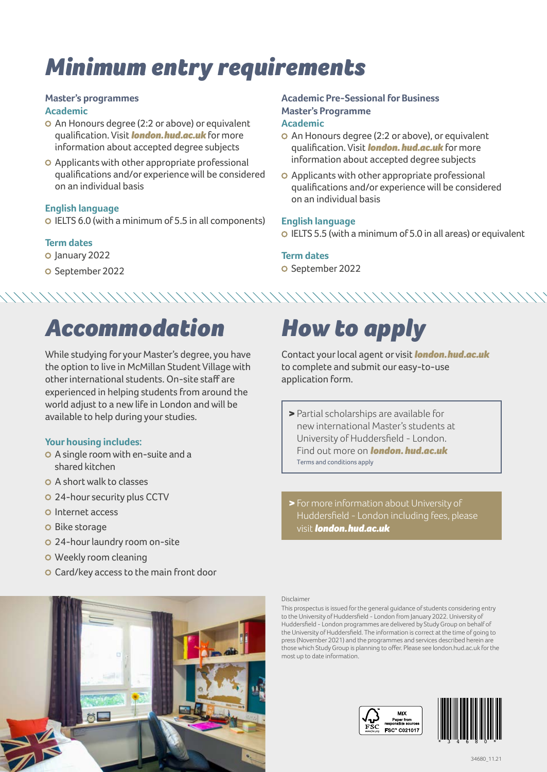# Minimum entry requirements

### Master's programmes

#### Academic

- An Honours degree (2:2 or above) or equivalent qualification. Visit ***london.hud.ac.uk*** for more information about accepted degree subjects
- Applicants with other appropriate professional qualifications and/or experience will be considered on an individual basis

#### English language

- IELTS 6.0 (with a minimum of 5.5 in all components)

#### Term dates

- January 2022
- September 2022

### Academic Pre-Sessional for Business Master's Programme

#### Academic

- An Honours degree (2:2 or above), or equivalent qualification. Visit ***london.hud.ac.uk*** for more information about accepted degree subjects
- Applicants with other appropriate professional qualifications and/or experience will be considered on an individual basis

#### English language

- IELTS 5.5 (with a minimum of 5.0 in all areas) or equivalent

#### Term dates

- September 2022

# Accommodation

While studying for your Master's degree, you have the option to live in McMillan Student Village with other international students. On-site staff are experienced in helping students from around the world adjust to a new life in London and will be available to help during your studies.

#### Your housing includes:

- A single room with en-suite and a shared kitchen
- A short walk to classes
- 24-hour security plus CCTV
- Internet access
- Bike storage
- 24-hour laundry room on-site
- Weekly room cleaning
- Card/key access to the main front door

# How to apply

Contact your local agent or visit ***london.hud.ac.uk*** to complete and submit our easy-to-use application form.

> Partial scholarships are available for new international Master's students at University of Huddersfield - London. Find out more on ***london.hud.ac.uk***
> Terms and conditions apply

> For more information about University of Huddersfield - London including fees, please visit ***london.hud.ac.uk***

Disclaimer

This prospectus is issued for the general guidance of students considering entry to the University of Huddersfield - London from January 2022. University of Huddersfield - London programmes are delivered by Study Group on behalf of the University of Huddersfield. The information is correct at the time of going to press (November 2021) and the programmes and services described herein are those which Study Group is planning to offer. Please see london.hud.ac.uk for the most up to date information.

MIX Paper from responsible sources FSC® C021017

34680_11.21